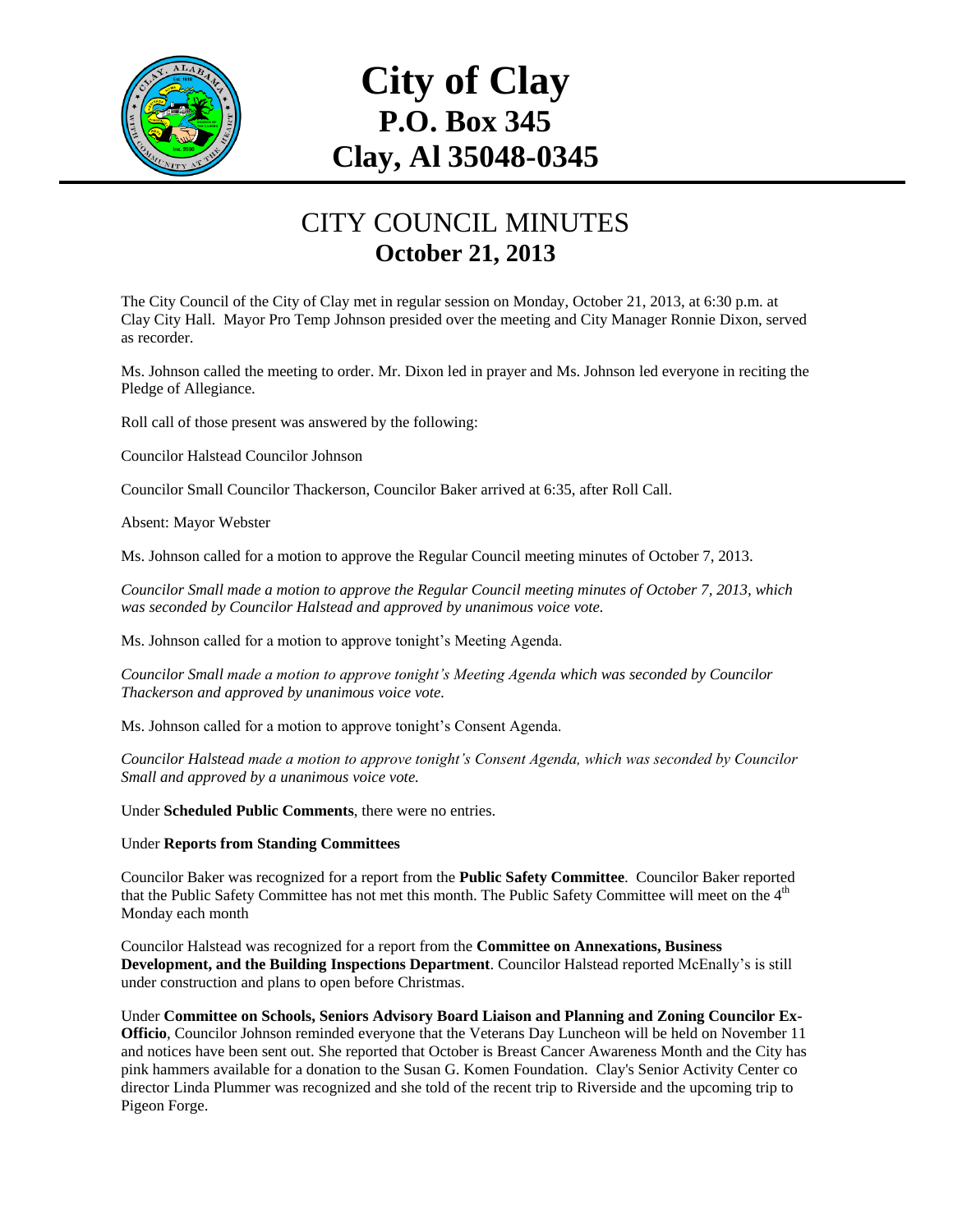# City of Clay
# P.O. Box 345
# Clay, Al 35048-0345

## CITY COUNCIL MINUTES
## October 21, 2013

The City Council of the City of Clay met in regular session on Monday, October 21, 2013, at 6:30 p.m. at Clay City Hall. Mayor Pro Temp Johnson presided over the meeting and City Manager Ronnie Dixon, served as recorder.

Ms. Johnson called the meeting to order. Mr. Dixon led in prayer and Ms. Johnson led everyone in reciting the Pledge of Allegiance.

Roll call of those present was answered by the following:

Councilor Halstead Councilor Johnson

Councilor Small Councilor Thackerson, Councilor Baker arrived at 6:35, after Roll Call.

Absent: Mayor Webster

Ms. Johnson called for a motion to approve the Regular Council meeting minutes of October 7, 2013.

*Councilor Small made a motion to approve the Regular Council meeting minutes of October 7, 2013, which was seconded by Councilor Halstead and approved by unanimous voice vote.*

Ms. Johnson called for a motion to approve tonight's Meeting Agenda.

*Councilor Small made a motion to approve tonight's Meeting Agenda which was seconded by Councilor Thackerson and approved by unanimous voice vote.*

Ms. Johnson called for a motion to approve tonight's Consent Agenda.

*Councilor Halstead made a motion to approve tonight's Consent Agenda, which was seconded by Councilor Small and approved by a unanimous voice vote.*

Under **Scheduled Public Comments**, there were no entries.

Under **Reports from Standing Committees**

Councilor Baker was recognized for a report from the **Public Safety Committee**. Councilor Baker reported that the Public Safety Committee has not met this month. The Public Safety Committee will meet on the 4th Monday each month

Councilor Halstead was recognized for a report from the **Committee on Annexations, Business Development, and the Building Inspections Department**. Councilor Halstead reported McEnally's is still under construction and plans to open before Christmas.

Under **Committee on Schools, Seniors Advisory Board Liaison and Planning and Zoning Councilor Ex-Officio**, Councilor Johnson reminded everyone that the Veterans Day Luncheon will be held on November 11 and notices have been sent out. She reported that October is Breast Cancer Awareness Month and the City has pink hammers available for a donation to the Susan G. Komen Foundation. Clay's Senior Activity Center co director Linda Plummer was recognized and she told of the recent trip to Riverside and the upcoming trip to Pigeon Forge.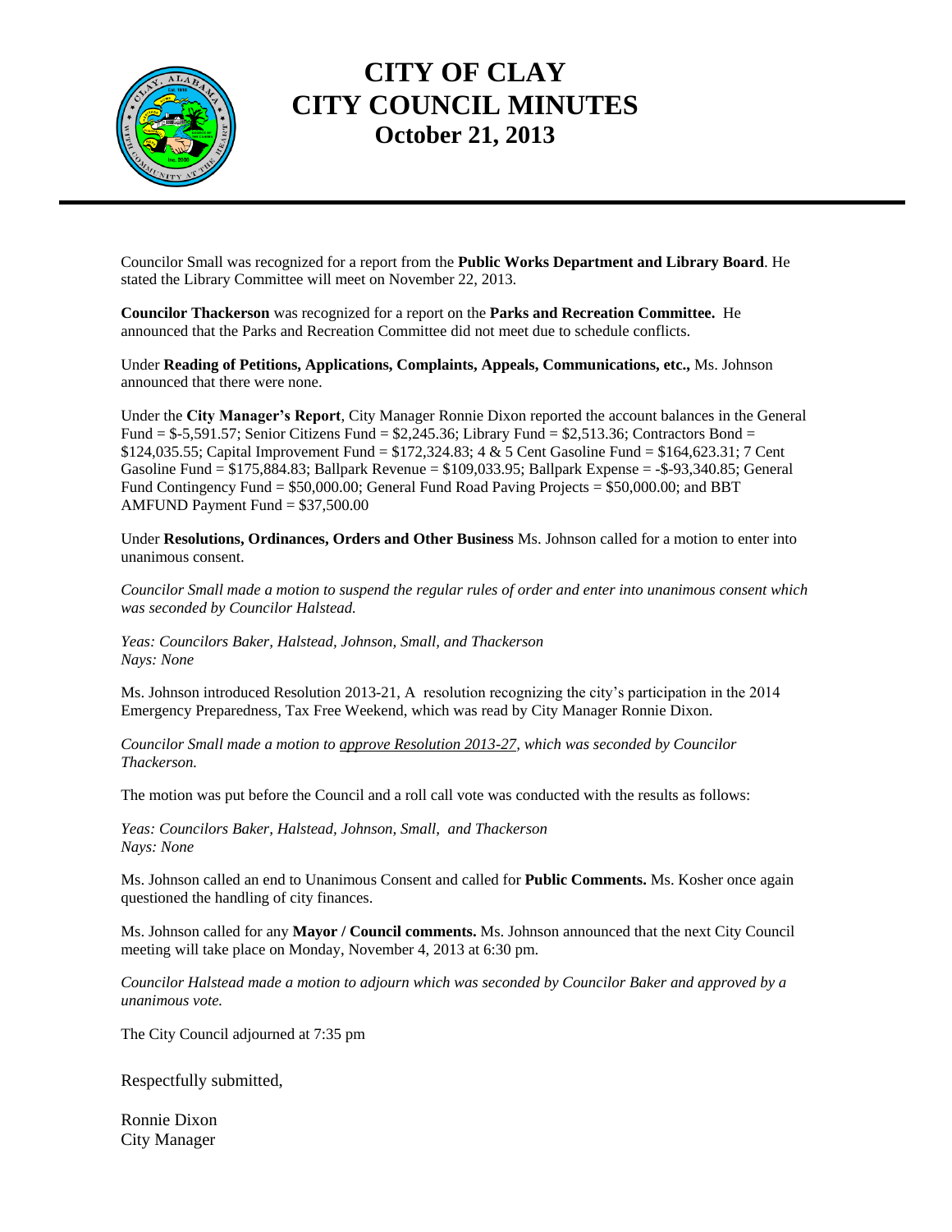# CITY OF CLAY
# CITY COUNCIL MINUTES
## October 21, 2013

Councilor Small was recognized for a report from the **Public Works Department and Library Board**. He stated the Library Committee will meet on November 22, 2013.

**Councilor Thackerson** was recognized for a report on the **Parks and Recreation Committee.** He announced that the Parks and Recreation Committee did not meet due to schedule conflicts.

Under **Reading of Petitions, Applications, Complaints, Appeals, Communications, etc.,** Ms. Johnson announced that there were none.

Under the **City Manager's Report**, City Manager Ronnie Dixon reported the account balances in the General Fund = $-5,591.57; Senior Citizens Fund = $2,245.36; Library Fund = $2,513.36; Contractors Bond = $124,035.55; Capital Improvement Fund = $172,324.83; 4 & 5 Cent Gasoline Fund = $164,623.31; 7 Cent Gasoline Fund = $175,884.83; Ballpark Revenue = $109,033.95; Ballpark Expense = -$-93,340.85; General Fund Contingency Fund = $50,000.00; General Fund Road Paving Projects = $50,000.00; and BBT AMFUND Payment Fund = $37,500.00

Under **Resolutions, Ordinances, Orders and Other Business** Ms. Johnson called for a motion to enter into unanimous consent.

*Councilor Small made a motion to suspend the regular rules of order and enter into unanimous consent which was seconded by Councilor Halstead.*

*Yeas: Councilors Baker, Halstead, Johnson, Small, and Thackerson*
*Nays: None*

Ms. Johnson introduced Resolution 2013-21, A resolution recognizing the city's participation in the 2014 Emergency Preparedness, Tax Free Weekend, which was read by City Manager Ronnie Dixon.

*Councilor Small made a motion to approve Resolution 2013-27, which was seconded by Councilor Thackerson.*

The motion was put before the Council and a roll call vote was conducted with the results as follows:

*Yeas: Councilors Baker, Halstead, Johnson, Small, and Thackerson*
*Nays: None*

Ms. Johnson called an end to Unanimous Consent and called for **Public Comments.** Ms. Kosher once again questioned the handling of city finances.

Ms. Johnson called for any **Mayor / Council comments.** Ms. Johnson announced that the next City Council meeting will take place on Monday, November 4, 2013 at 6:30 pm.

*Councilor Halstead made a motion to adjourn which was seconded by Councilor Baker and approved by a unanimous vote.*

The City Council adjourned at 7:35 pm

Respectfully submitted,

Ronnie Dixon
City Manager